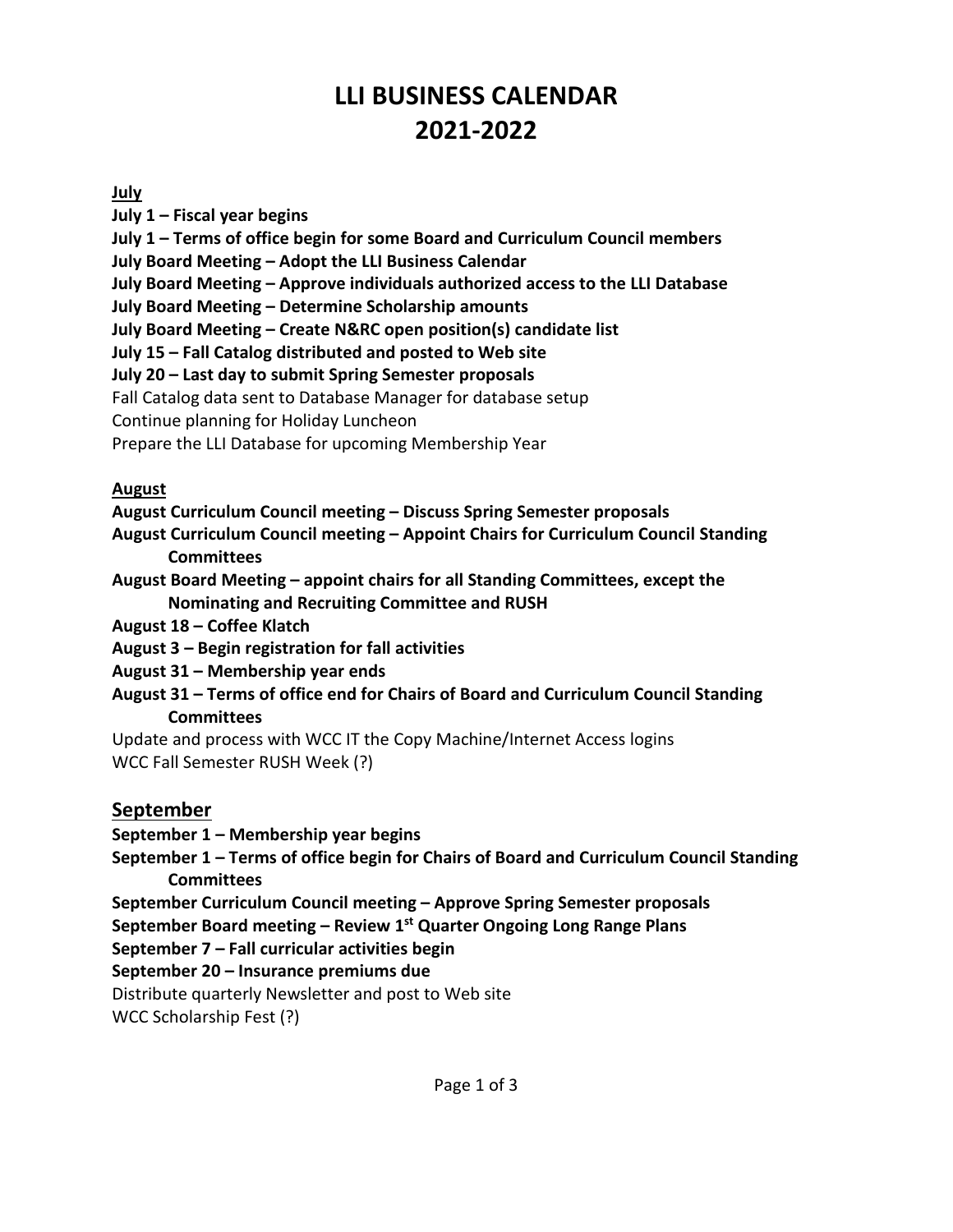# LLI BUSINESS CALENDAR
# 2021-2022

**July**

**July 1 – Fiscal year begins**
**July 1 – Terms of office begin for some Board and Curriculum Council members**
**July Board Meeting – Adopt the LLI Business Calendar**
**July Board Meeting – Approve individuals authorized access to the LLI Database**
**July Board Meeting – Determine Scholarship amounts**
**July Board Meeting – Create N&RC open position(s) candidate list**
**July 15 – Fall Catalog distributed and posted to Web site**
**July 20 – Last day to submit Spring Semester proposals**
Fall Catalog data sent to Database Manager for database setup
Continue planning for Holiday Luncheon
Prepare the LLI Database for upcoming Membership Year

**August**

**August Curriculum Council meeting – Discuss Spring Semester proposals**
**August Curriculum Council meeting – Appoint Chairs for Curriculum Council Standing Committees**
**August Board Meeting – appoint chairs for all Standing Committees, except the Nominating and Recruiting Committee and RUSH**
**August 18 – Coffee Klatch**
**August 3 – Begin registration for fall activities**
**August 31 – Membership year ends**
**August 31 – Terms of office end for Chairs of Board and Curriculum Council Standing Committees**
Update and process with WCC IT the Copy Machine/Internet Access logins
WCC Fall Semester RUSH Week (?)

## September

**September 1 – Membership year begins**
**September 1 – Terms of office begin for Chairs of Board and Curriculum Council Standing Committees**
**September Curriculum Council meeting – Approve Spring Semester proposals**
**September Board meeting – Review 1st Quarter Ongoing Long Range Plans**
**September 7 – Fall curricular activities begin**
**September 20 – Insurance premiums due**
Distribute quarterly Newsletter and post to Web site
WCC Scholarship Fest (?)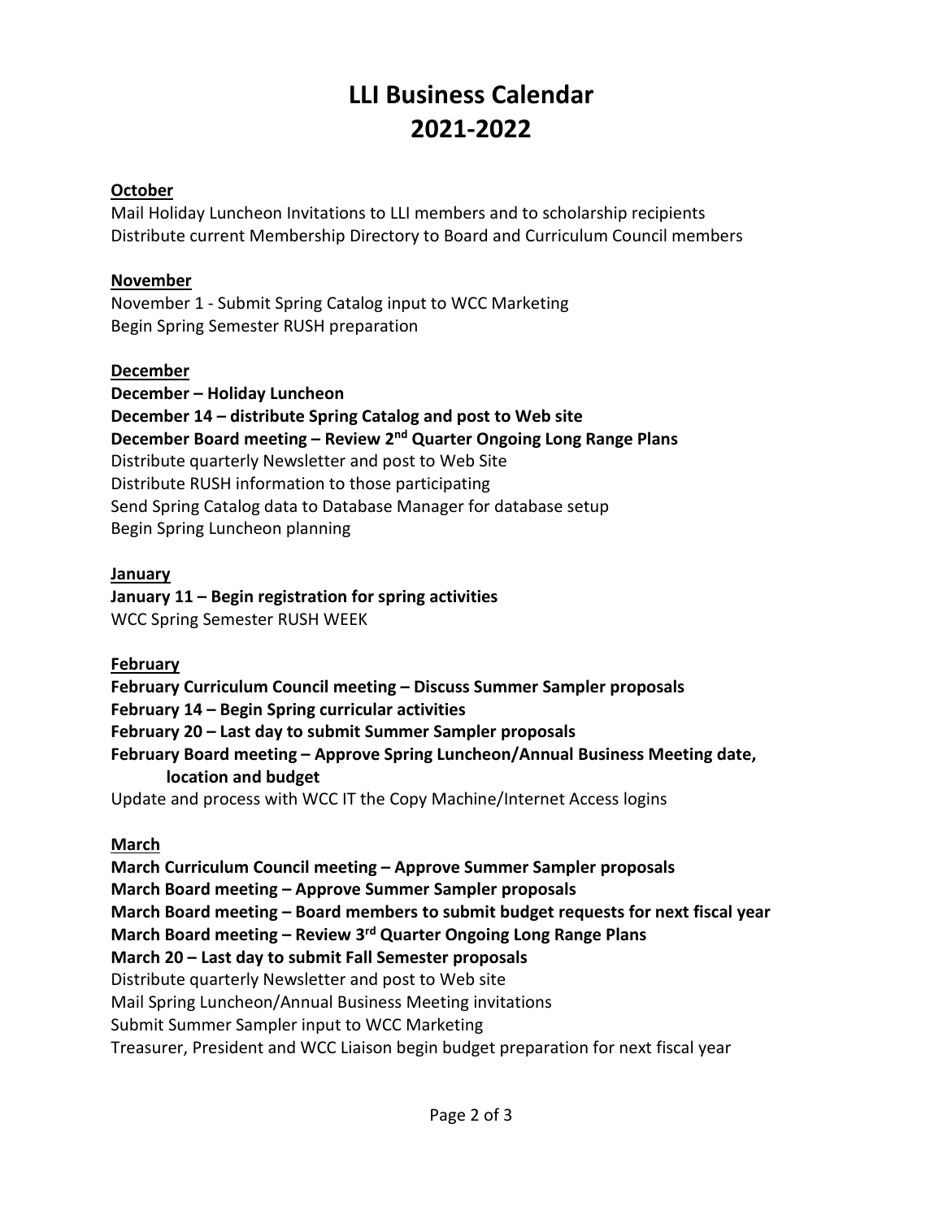# LLI Business Calendar
# 2021-2022

**October**

Mail Holiday Luncheon Invitations to LLI members and to scholarship recipients
Distribute current Membership Directory to Board and Curriculum Council members

**November**

November 1 - Submit Spring Catalog input to WCC Marketing
Begin Spring Semester RUSH preparation

**December**

**December – Holiday Luncheon**
**December 14 – distribute Spring Catalog and post to Web site**
**December Board meeting – Review 2nd Quarter Ongoing Long Range Plans**
Distribute quarterly Newsletter and post to Web Site
Distribute RUSH information to those participating
Send Spring Catalog data to Database Manager for database setup
Begin Spring Luncheon planning

**January**

**January 11 – Begin registration for spring activities**
WCC Spring Semester RUSH WEEK

**February**

**February Curriculum Council meeting – Discuss Summer Sampler proposals**
**February 14 – Begin Spring curricular activities**
**February 20 – Last day to submit Summer Sampler proposals**
**February Board meeting – Approve Spring Luncheon/Annual Business Meeting date, location and budget**
Update and process with WCC IT the Copy Machine/Internet Access logins

**March**

**March Curriculum Council meeting – Approve Summer Sampler proposals**
**March Board meeting – Approve Summer Sampler proposals**
**March Board meeting – Board members to submit budget requests for next fiscal year**
**March Board meeting – Review 3rd Quarter Ongoing Long Range Plans**
**March 20 – Last day to submit Fall Semester proposals**
Distribute quarterly Newsletter and post to Web site
Mail Spring Luncheon/Annual Business Meeting invitations
Submit Summer Sampler input to WCC Marketing
Treasurer, President and WCC Liaison begin budget preparation for next fiscal year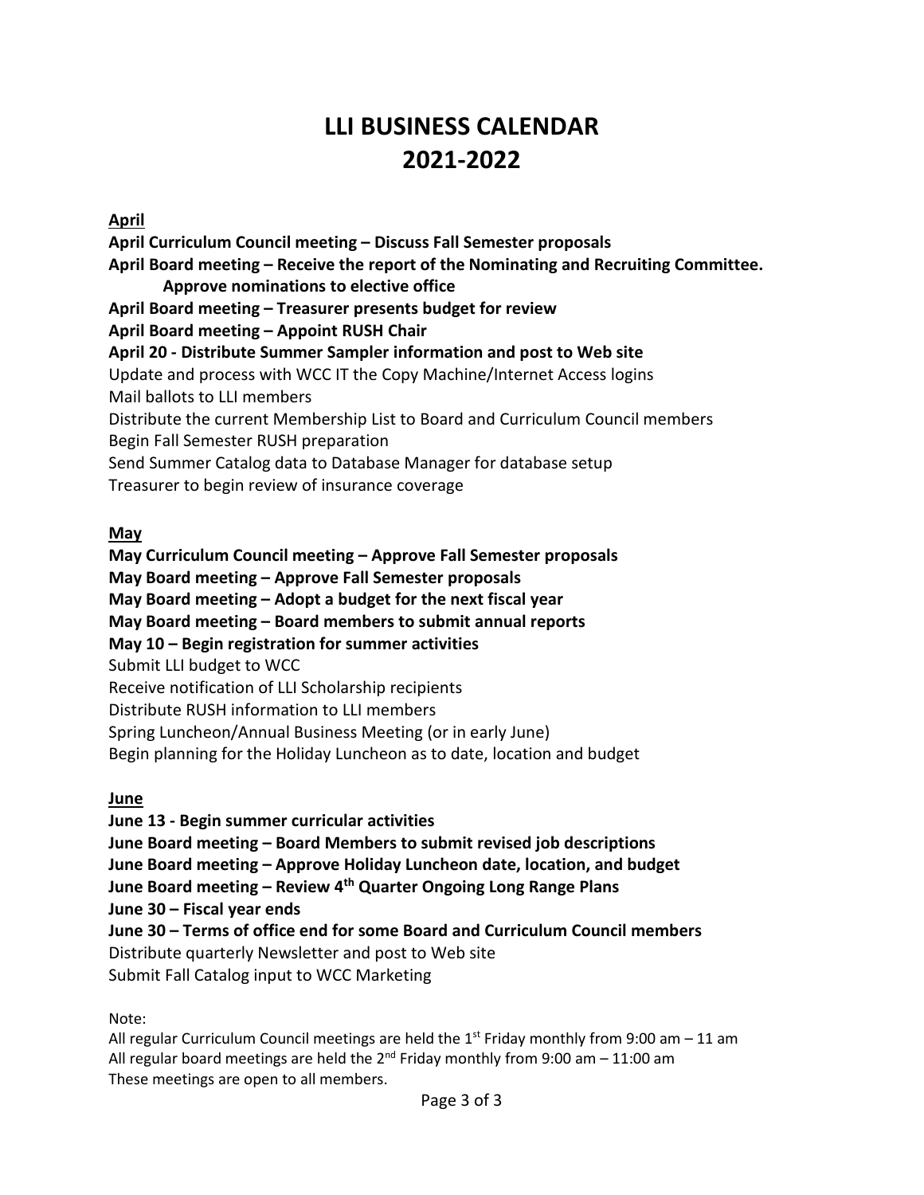# LLI BUSINESS CALENDAR
# 2021-2022

**April**

**April Curriculum Council meeting – Discuss Fall Semester proposals**
**April Board meeting – Receive the report of the Nominating and Recruiting Committee. Approve nominations to elective office**
**April Board meeting – Treasurer presents budget for review**
**April Board meeting – Appoint RUSH Chair**
**April 20 - Distribute Summer Sampler information and post to Web site**
Update and process with WCC IT the Copy Machine/Internet Access logins
Mail ballots to LLI members
Distribute the current Membership List to Board and Curriculum Council members
Begin Fall Semester RUSH preparation
Send Summer Catalog data to Database Manager for database setup
Treasurer to begin review of insurance coverage

**May**

**May Curriculum Council meeting – Approve Fall Semester proposals**
**May Board meeting – Approve Fall Semester proposals**
**May Board meeting – Adopt a budget for the next fiscal year**
**May Board meeting – Board members to submit annual reports**
**May 10 – Begin registration for summer activities**
Submit LLI budget to WCC
Receive notification of LLI Scholarship recipients
Distribute RUSH information to LLI members
Spring Luncheon/Annual Business Meeting (or in early June)
Begin planning for the Holiday Luncheon as to date, location and budget

**June**

**June 13 - Begin summer curricular activities**
**June Board meeting – Board Members to submit revised job descriptions**
**June Board meeting – Approve Holiday Luncheon date, location, and budget**
**June Board meeting – Review 4th Quarter Ongoing Long Range Plans**
**June 30 – Fiscal year ends**
**June 30 – Terms of office end for some Board and Curriculum Council members**
Distribute quarterly Newsletter and post to Web site
Submit Fall Catalog input to WCC Marketing

Note:
All regular Curriculum Council meetings are held the 1st Friday monthly from 9:00 am – 11 am
All regular board meetings are held the 2nd Friday monthly from 9:00 am – 11:00 am
These meetings are open to all members.